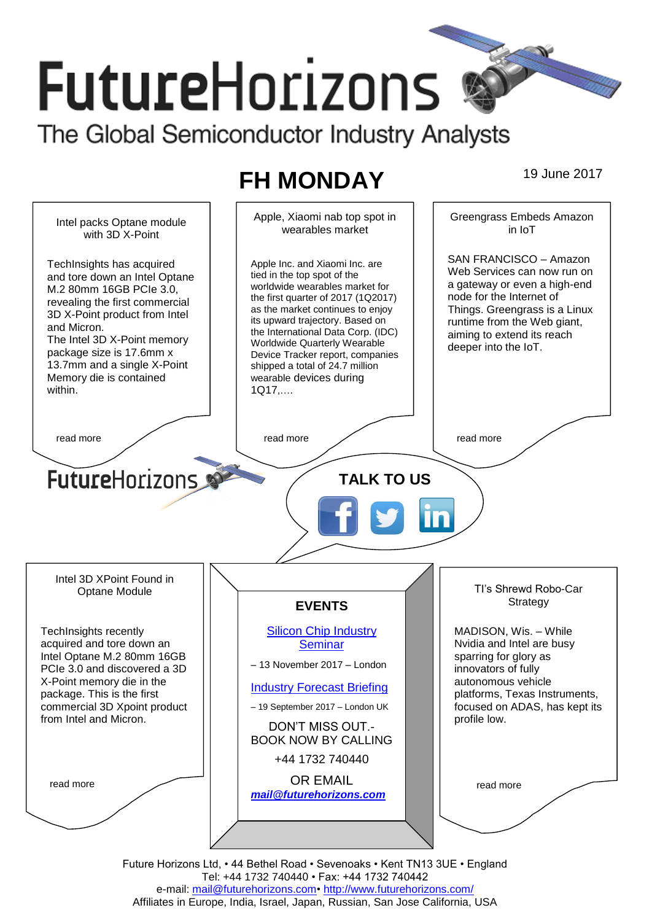# FutureHorizons

The Global Semiconductor Industry Analysts

## FH MONDAY

19 June 2017

### Intel packs Optane module with 3D X-Point

TechInsights has acquired and tore down an Intel Optane M.2 80mm 16GB PCIe 3.0, revealing the first commercial 3D X-Point product from Intel and Micron.
The Intel 3D X-Point memory package size is 17.6mm x 13.7mm and a single X-Point Memory die is contained within.

read more

### Apple, Xiaomi nab top spot in wearables market

Apple Inc. and Xiaomi Inc. are tied in the top spot of the worldwide wearables market for the first quarter of 2017 (1Q2017) as the market continues to enjoy its upward trajectory. Based on the International Data Corp. (IDC) Worldwide Quarterly Wearable Device Tracker report, companies shipped a total of 24.7 million wearable devices during 1Q17,....

read more

### Greengrass Embeds Amazon in IoT

SAN FRANCISCO – Amazon Web Services can now run on a gateway or even a high-end node for the Internet of Things. Greengrass is a Linux runtime from the Web giant, aiming to extend its reach deeper into the IoT.

read more

FutureHorizons

**TALK TO US**

### Intel 3D XPoint Found in Optane Module

TechInsights recently acquired and tore down an Intel Optane M.2 80mm 16GB PCIe 3.0 and discovered a 3D X-Point memory die in the package. This is the first commercial 3D Xpoint product from Intel and Micron.

read more

### EVENTS

Silicon Chip Industry Seminar

– 13 November 2017 – London

Industry Forecast Briefing

– 19 September 2017 – London UK

DON'T MISS OUT.-
BOOK NOW BY CALLING

+44 1732 740440

OR EMAIL
***mail@futurehorizons.com***

### TI's Shrewd Robo-Car Strategy

MADISON, Wis. – While Nvidia and Intel are busy sparring for glory as innovators of fully autonomous vehicle platforms, Texas Instruments, focused on ADAS, has kept its profile low.

read more

Future Horizons Ltd, • 44 Bethel Road • Sevenoaks • Kent TN13 3UE • England
Tel: +44 1732 740440 • Fax: +44 1732 740442
e-mail: mail@futurehorizons.com• http://www.futurehorizons.com/
Affiliates in Europe, India, Israel, Japan, Russian, San Jose California, USA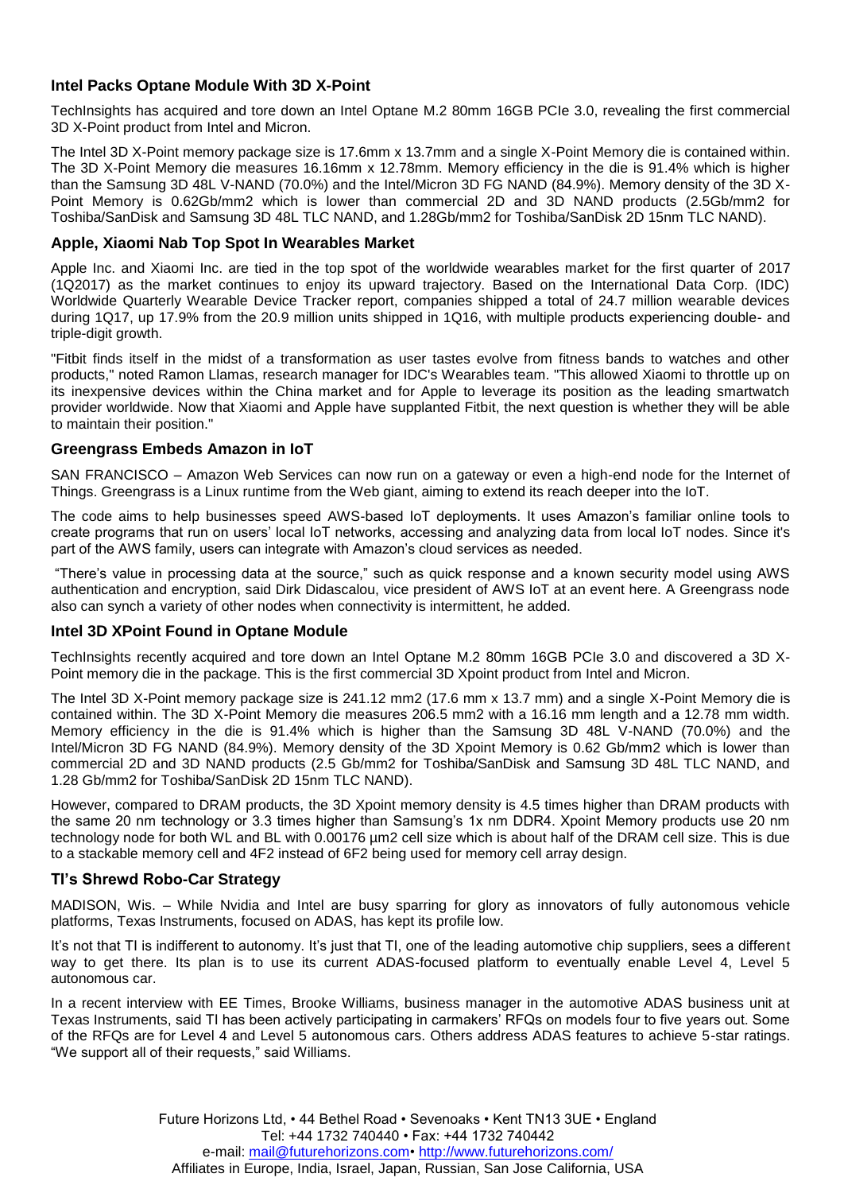### Intel Packs Optane Module With 3D X-Point

TechInsights has acquired and tore down an Intel Optane M.2 80mm 16GB PCIe 3.0, revealing the first commercial 3D X-Point product from Intel and Micron.

The Intel 3D X-Point memory package size is 17.6mm x 13.7mm and a single X-Point Memory die is contained within. The 3D X-Point Memory die measures 16.16mm x 12.78mm. Memory efficiency in the die is 91.4% which is higher than the Samsung 3D 48L V-NAND (70.0%) and the Intel/Micron 3D FG NAND (84.9%). Memory density of the 3D X-Point Memory is 0.62Gb/mm2 which is lower than commercial 2D and 3D NAND products (2.5Gb/mm2 for Toshiba/SanDisk and Samsung 3D 48L TLC NAND, and 1.28Gb/mm2 for Toshiba/SanDisk 2D 15nm TLC NAND).

### Apple, Xiaomi Nab Top Spot In Wearables Market

Apple Inc. and Xiaomi Inc. are tied in the top spot of the worldwide wearables market for the first quarter of 2017 (1Q2017) as the market continues to enjoy its upward trajectory. Based on the International Data Corp. (IDC) Worldwide Quarterly Wearable Device Tracker report, companies shipped a total of 24.7 million wearable devices during 1Q17, up 17.9% from the 20.9 million units shipped in 1Q16, with multiple products experiencing double- and triple-digit growth.

"Fitbit finds itself in the midst of a transformation as user tastes evolve from fitness bands to watches and other products," noted Ramon Llamas, research manager for IDC's Wearables team. "This allowed Xiaomi to throttle up on its inexpensive devices within the China market and for Apple to leverage its position as the leading smartwatch provider worldwide. Now that Xiaomi and Apple have supplanted Fitbit, the next question is whether they will be able to maintain their position."

### Greengrass Embeds Amazon in IoT

SAN FRANCISCO – Amazon Web Services can now run on a gateway or even a high-end node for the Internet of Things. Greengrass is a Linux runtime from the Web giant, aiming to extend its reach deeper into the IoT.

The code aims to help businesses speed AWS-based IoT deployments. It uses Amazon's familiar online tools to create programs that run on users' local IoT networks, accessing and analyzing data from local IoT nodes. Since it's part of the AWS family, users can integrate with Amazon's cloud services as needed.

"There's value in processing data at the source," such as quick response and a known security model using AWS authentication and encryption, said Dirk Didascalou, vice president of AWS IoT at an event here. A Greengrass node also can synch a variety of other nodes when connectivity is intermittent, he added.

### Intel 3D XPoint Found in Optane Module

TechInsights recently acquired and tore down an Intel Optane M.2 80mm 16GB PCIe 3.0 and discovered a 3D X-Point memory die in the package. This is the first commercial 3D Xpoint product from Intel and Micron.

The Intel 3D X-Point memory package size is 241.12 mm2 (17.6 mm x 13.7 mm) and a single X-Point Memory die is contained within. The 3D X-Point Memory die measures 206.5 mm2 with a 16.16 mm length and a 12.78 mm width. Memory efficiency in the die is 91.4% which is higher than the Samsung 3D 48L V-NAND (70.0%) and the Intel/Micron 3D FG NAND (84.9%). Memory density of the 3D Xpoint Memory is 0.62 Gb/mm2 which is lower than commercial 2D and 3D NAND products (2.5 Gb/mm2 for Toshiba/SanDisk and Samsung 3D 48L TLC NAND, and 1.28 Gb/mm2 for Toshiba/SanDisk 2D 15nm TLC NAND).

However, compared to DRAM products, the 3D Xpoint memory density is 4.5 times higher than DRAM products with the same 20 nm technology or 3.3 times higher than Samsung's 1x nm DDR4. Xpoint Memory products use 20 nm technology node for both WL and BL with 0.00176 µm2 cell size which is about half of the DRAM cell size. This is due to a stackable memory cell and 4F2 instead of 6F2 being used for memory cell array design.

### TI's Shrewd Robo-Car Strategy

MADISON, Wis. – While Nvidia and Intel are busy sparring for glory as innovators of fully autonomous vehicle platforms, Texas Instruments, focused on ADAS, has kept its profile low.

It's not that TI is indifferent to autonomy. It's just that TI, one of the leading automotive chip suppliers, sees a different way to get there. Its plan is to use its current ADAS-focused platform to eventually enable Level 4, Level 5 autonomous car.

In a recent interview with EE Times, Brooke Williams, business manager in the automotive ADAS business unit at Texas Instruments, said TI has been actively participating in carmakers' RFQs on models four to five years out. Some of the RFQs are for Level 4 and Level 5 autonomous cars. Others address ADAS features to achieve 5-star ratings. "We support all of their requests," said Williams.

Future Horizons Ltd, • 44 Bethel Road • Sevenoaks • Kent TN13 3UE • England
Tel: +44 1732 740440 • Fax: +44 1732 740442
e-mail: mail@futurehorizons.com• http://www.futurehorizons.com/
Affiliates in Europe, India, Israel, Japan, Russian, San Jose California, USA